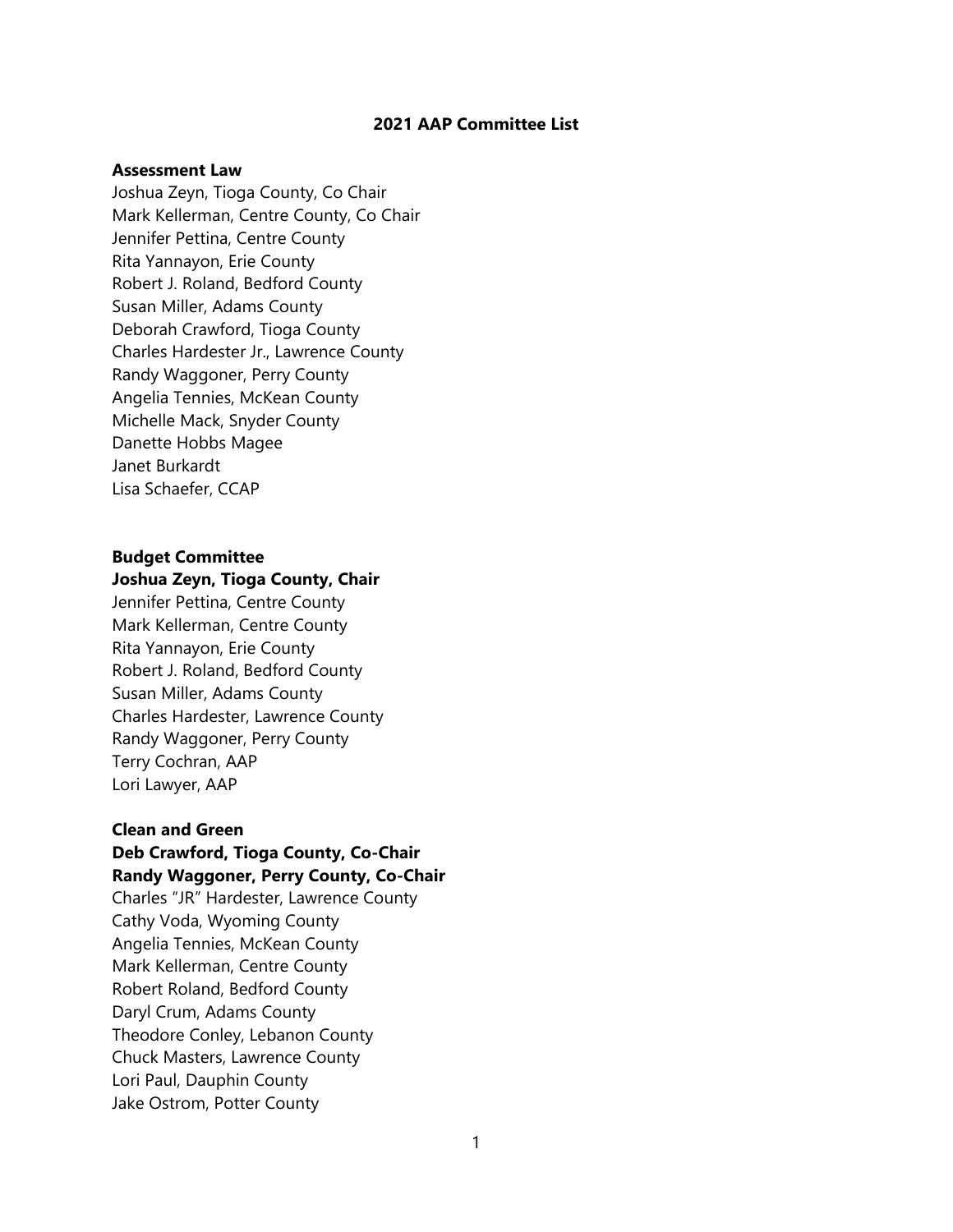# 2021 AAP Committee List

**Assessment Law**

Joshua Zeyn, Tioga County, Co Chair
Mark Kellerman, Centre County, Co Chair
Jennifer Pettina, Centre County
Rita Yannayon, Erie County
Robert J. Roland, Bedford County
Susan Miller, Adams County
Deborah Crawford, Tioga County
Charles Hardester Jr., Lawrence County
Randy Waggoner, Perry County
Angelia Tennies, McKean County
Michelle Mack, Snyder County
Danette Hobbs Magee
Janet Burkardt
Lisa Schaefer, CCAP

**Budget Committee**

**Joshua Zeyn, Tioga County, Chair**
Jennifer Pettina, Centre County
Mark Kellerman, Centre County
Rita Yannayon, Erie County
Robert J. Roland, Bedford County
Susan Miller, Adams County
Charles Hardester, Lawrence County
Randy Waggoner, Perry County
Terry Cochran, AAP
Lori Lawyer, AAP

**Clean and Green**

**Deb Crawford, Tioga County, Co-Chair**
**Randy Waggoner, Perry County, Co-Chair**
Charles "JR" Hardester, Lawrence County
Cathy Voda, Wyoming County
Angelia Tennies, McKean County
Mark Kellerman, Centre County
Robert Roland, Bedford County
Daryl Crum, Adams County
Theodore Conley, Lebanon County
Chuck Masters, Lawrence County
Lori Paul, Dauphin County
Jake Ostrom, Potter County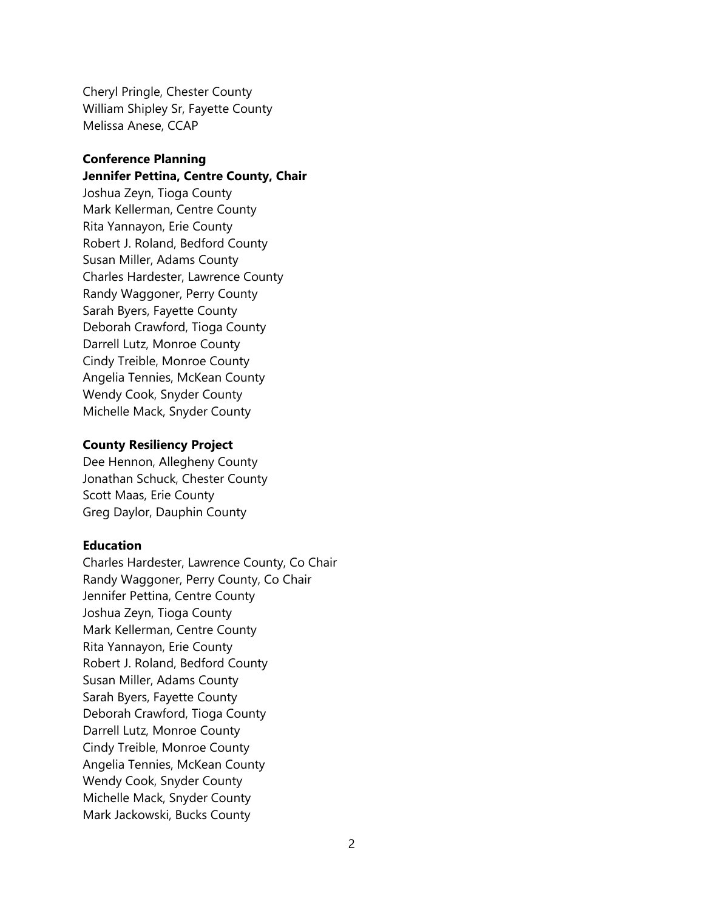Cheryl Pringle, Chester County
William Shipley Sr, Fayette County
Melissa Anese, CCAP

**Conference Planning**
**Jennifer Pettina, Centre County, Chair**
Joshua Zeyn, Tioga County
Mark Kellerman, Centre County
Rita Yannayon, Erie County
Robert J. Roland, Bedford County
Susan Miller, Adams County
Charles Hardester, Lawrence County
Randy Waggoner, Perry County
Sarah Byers, Fayette County
Deborah Crawford, Tioga County
Darrell Lutz, Monroe County
Cindy Treible, Monroe County
Angelia Tennies, McKean County
Wendy Cook, Snyder County
Michelle Mack, Snyder County

**County Resiliency Project**
Dee Hennon, Allegheny County
Jonathan Schuck, Chester County
Scott Maas, Erie County
Greg Daylor, Dauphin County

**Education**
Charles Hardester, Lawrence County, Co Chair
Randy Waggoner, Perry County, Co Chair
Jennifer Pettina, Centre County
Joshua Zeyn, Tioga County
Mark Kellerman, Centre County
Rita Yannayon, Erie County
Robert J. Roland, Bedford County
Susan Miller, Adams County
Sarah Byers, Fayette County
Deborah Crawford, Tioga County
Darrell Lutz, Monroe County
Cindy Treible, Monroe County
Angelia Tennies, McKean County
Wendy Cook, Snyder County
Michelle Mack, Snyder County
Mark Jackowski, Bucks County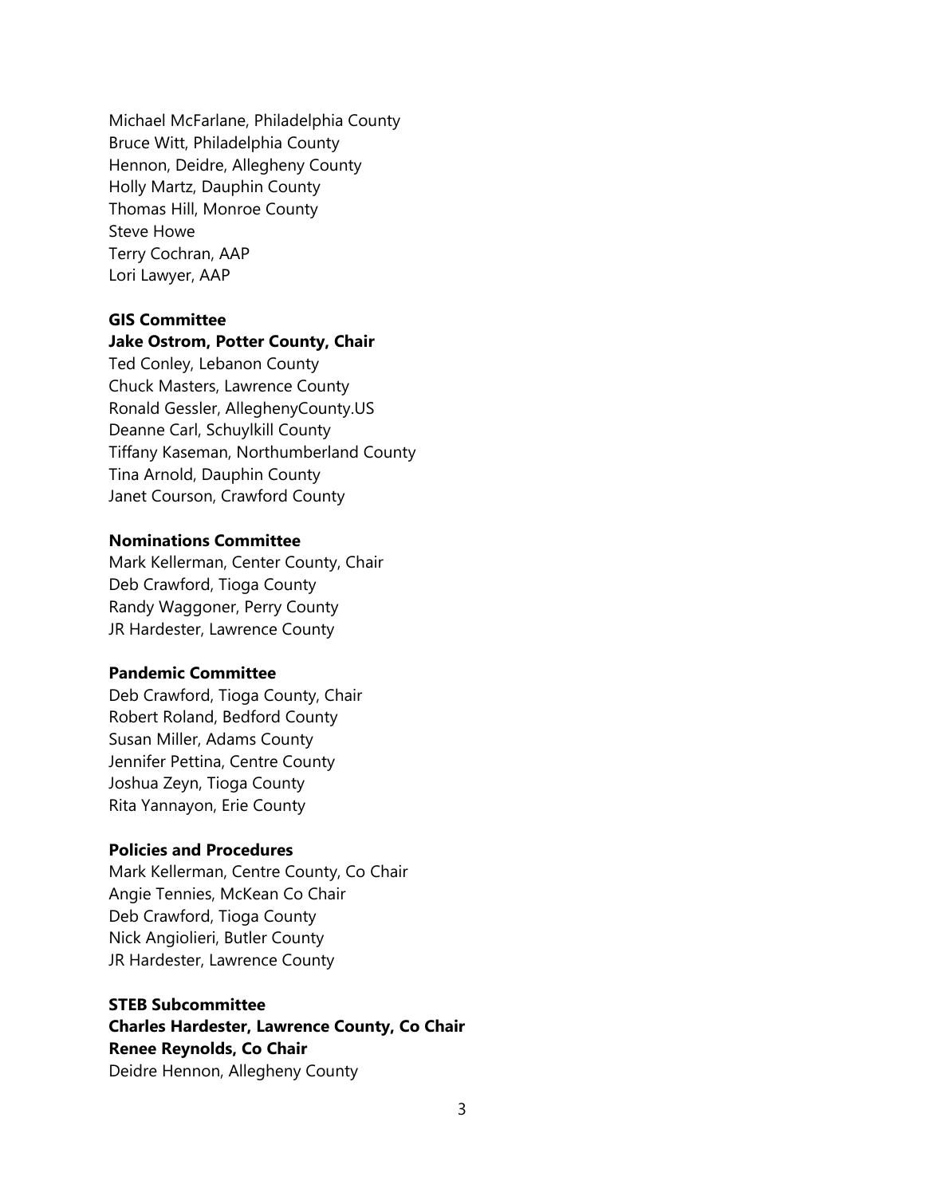Michael McFarlane, Philadelphia County  
Bruce Witt, Philadelphia County  
Hennon, Deidre, Allegheny County  
Holly Martz, Dauphin County  
Thomas Hill, Monroe County  
Steve Howe  
Terry Cochran, AAP  
Lori Lawyer, AAP

**GIS Committee**  
**Jake Ostrom, Potter County, Chair**  
Ted Conley, Lebanon County  
Chuck Masters, Lawrence County  
Ronald Gessler, AlleghenyCounty.US  
Deanne Carl, Schuylkill County  
Tiffany Kaseman, Northumberland County  
Tina Arnold, Dauphin County  
Janet Courson, Crawford County

**Nominations Committee**  
Mark Kellerman, Center County, Chair  
Deb Crawford, Tioga County  
Randy Waggoner, Perry County  
JR Hardester, Lawrence County

**Pandemic Committee**  
Deb Crawford, Tioga County, Chair  
Robert Roland, Bedford County  
Susan Miller, Adams County  
Jennifer Pettina, Centre County  
Joshua Zeyn, Tioga County  
Rita Yannayon, Erie County

**Policies and Procedures**  
Mark Kellerman, Centre County, Co Chair  
Angie Tennies, McKean Co Chair  
Deb Crawford, Tioga County  
Nick Angiolieri, Butler County  
JR Hardester, Lawrence County

**STEB Subcommittee**  
**Charles Hardester, Lawrence County, Co Chair**  
**Renee Reynolds, Co Chair**  
Deidre Hennon, Allegheny County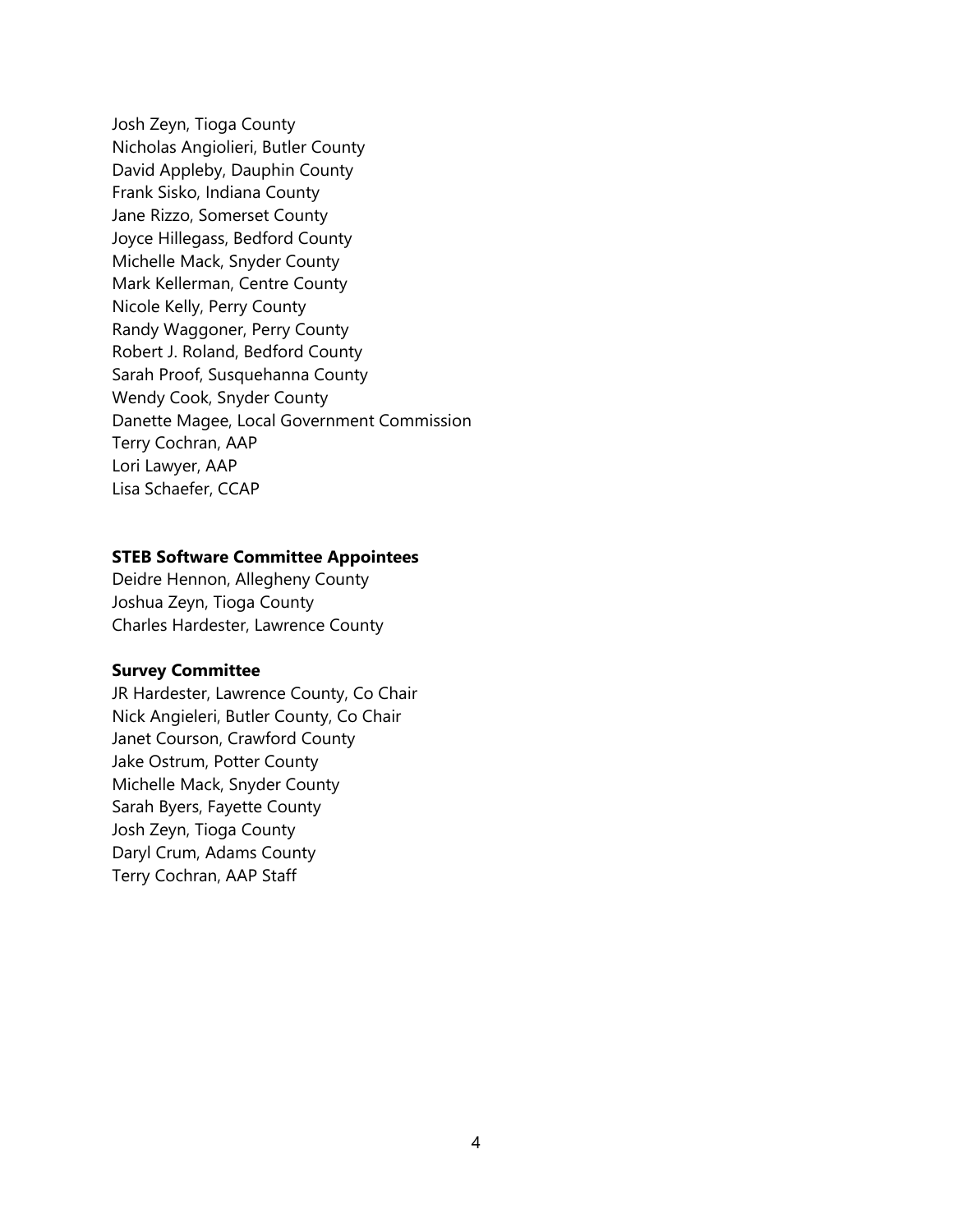Josh Zeyn, Tioga County
Nicholas Angiolieri, Butler County
David Appleby, Dauphin County
Frank Sisko, Indiana County
Jane Rizzo, Somerset County
Joyce Hillegass, Bedford County
Michelle Mack, Snyder County
Mark Kellerman, Centre County
Nicole Kelly, Perry County
Randy Waggoner, Perry County
Robert J. Roland, Bedford County
Sarah Proof, Susquehanna County
Wendy Cook, Snyder County
Danette Magee, Local Government Commission
Terry Cochran, AAP
Lori Lawyer, AAP
Lisa Schaefer, CCAP

**STEB Software Committee Appointees**
Deidre Hennon, Allegheny County
Joshua Zeyn, Tioga County
Charles Hardester, Lawrence County

**Survey Committee**
JR Hardester, Lawrence County, Co Chair
Nick Angieleri, Butler County, Co Chair
Janet Courson, Crawford County
Jake Ostrum, Potter County
Michelle Mack, Snyder County
Sarah Byers, Fayette County
Josh Zeyn, Tioga County
Daryl Crum, Adams County
Terry Cochran, AAP Staff